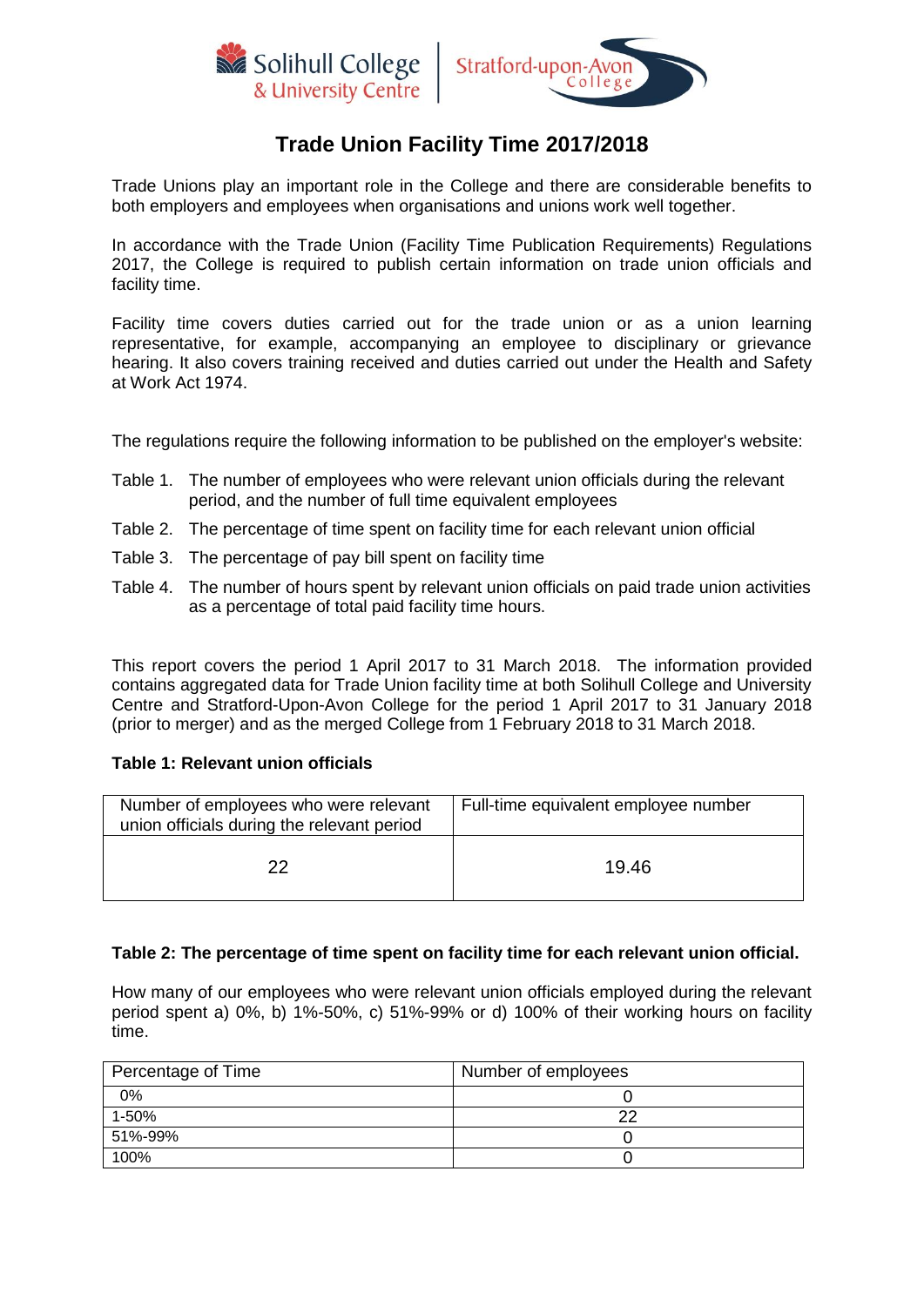# Trade Union Facility Time 2017/2018

Trade Unions play an important role in the College and there are considerable benefits to both employers and employees when organisations and unions work well together.

In accordance with the Trade Union (Facility Time Publication Requirements) Regulations 2017, the College is required to publish certain information on trade union officials and facility time.

Facility time covers duties carried out for the trade union or as a union learning representative, for example, accompanying an employee to disciplinary or grievance hearing. It also covers training received and duties carried out under the Health and Safety at Work Act 1974.

The regulations require the following information to be published on the employer's website:

- Table 1. The number of employees who were relevant union officials during the relevant period, and the number of full time equivalent employees
- Table 2. The percentage of time spent on facility time for each relevant union official
- Table 3. The percentage of pay bill spent on facility time
- Table 4. The number of hours spent by relevant union officials on paid trade union activities as a percentage of total paid facility time hours.

This report covers the period 1 April 2017 to 31 March 2018. The information provided contains aggregated data for Trade Union facility time at both Solihull College and University Centre and Stratford-Upon-Avon College for the period 1 April 2017 to 31 January 2018 (prior to merger) and as the merged College from 1 February 2018 to 31 March 2018.

**Table 1: Relevant union officials**

| Number of employees who were relevant union officials during the relevant period | Full-time equivalent employee number |
|---|---|
| 22 | 19.46 |

**Table 2: The percentage of time spent on facility time for each relevant union official.**

How many of our employees who were relevant union officials employed during the relevant period spent a) 0%, b) 1%-50%, c) 51%-99% or d) 100% of their working hours on facility time.

| Percentage of Time | Number of employees |
|---|---|
| 0% | 0 |
| 1-50% | 22 |
| 51%-99% | 0 |
| 100% | 0 |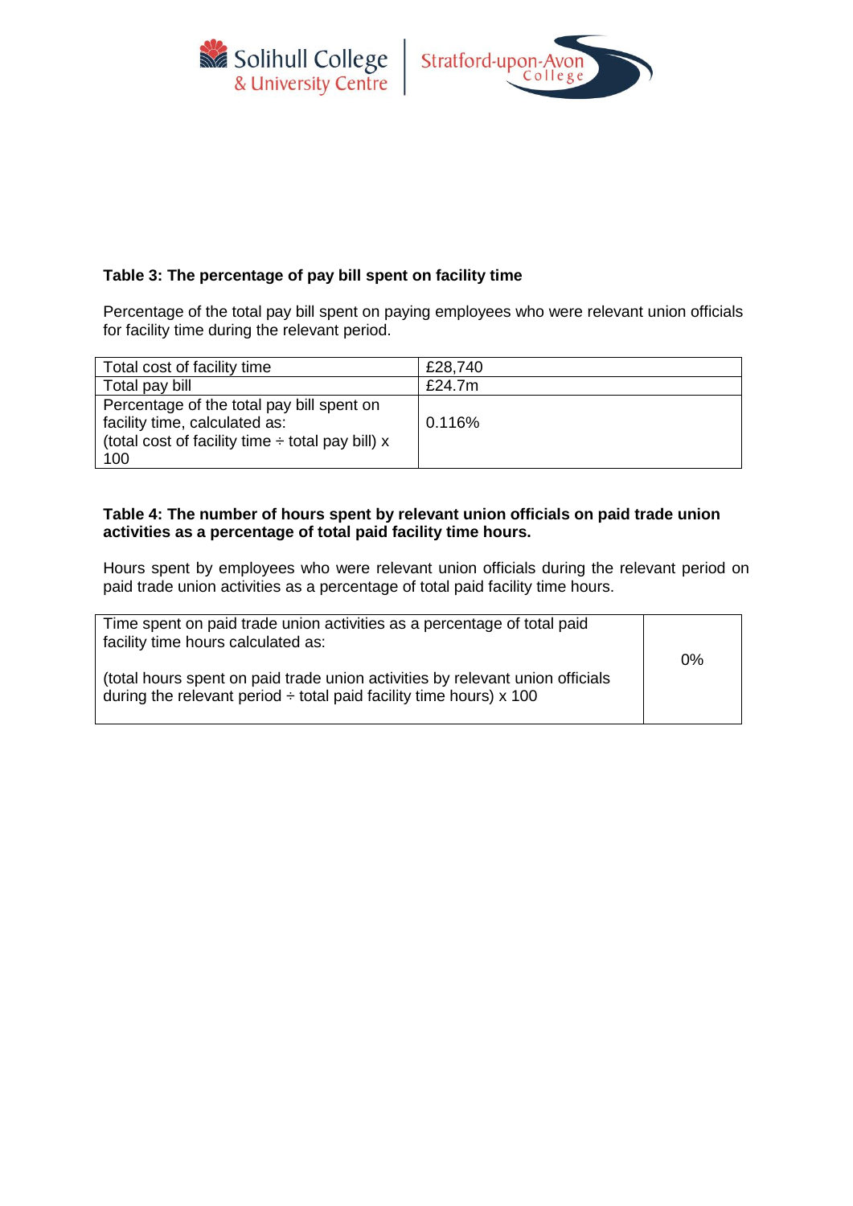**Table 3: The percentage of pay bill spent on facility time**

Percentage of the total pay bill spent on paying employees who were relevant union officials for facility time during the relevant period.

| | |
|---|---|
| Total cost of facility time | £28,740 |
| Total pay bill | £24.7m |
| Percentage of the total pay bill spent on facility time, calculated as: (total cost of facility time ÷ total pay bill) x 100 | 0.116% |

**Table 4: The number of hours spent by relevant union officials on paid trade union activities as a percentage of total paid facility time hours.**

Hours spent by employees who were relevant union officials during the relevant period on paid trade union activities as a percentage of total paid facility time hours.

| | |
|---|---|
| Time spent on paid trade union activities as a percentage of total paid facility time hours calculated as: (total hours spent on paid trade union activities by relevant union officials during the relevant period ÷ total paid facility time hours) x 100 | 0% |